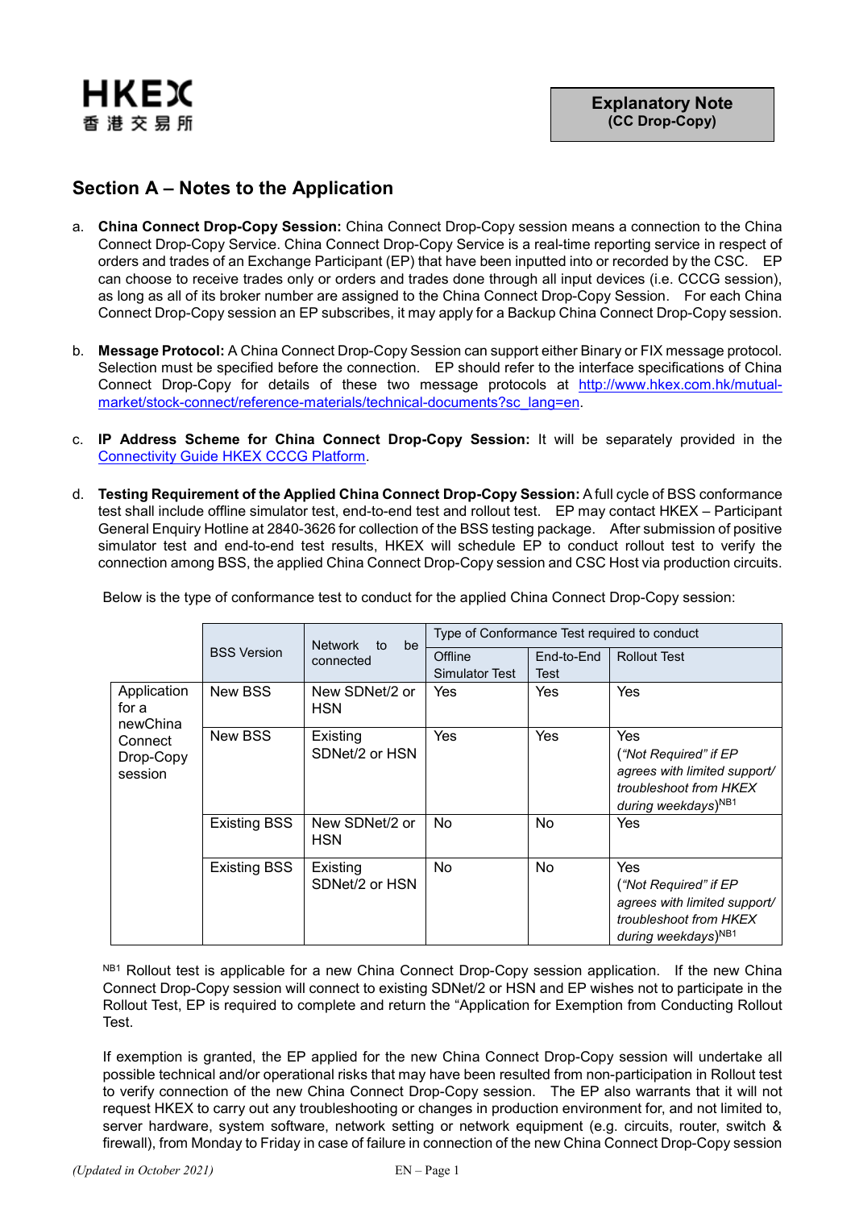HKEX
香 港 交 易 所

**Explanatory Note**
**(CC Drop-Copy)**

## Section A – Notes to the Application

a. **China Connect Drop-Copy Session:** China Connect Drop-Copy session means a connection to the China Connect Drop-Copy Service. China Connect Drop-Copy Service is a real-time reporting service in respect of orders and trades of an Exchange Participant (EP) that have been inputted into or recorded by the CSC. EP can choose to receive trades only or orders and trades done through all input devices (i.e. CCCG session), as long as all of its broker number are assigned to the China Connect Drop-Copy Session. For each China Connect Drop-Copy session an EP subscribes, it may apply for a Backup China Connect Drop-Copy session.

b. **Message Protocol:** A China Connect Drop-Copy Session can support either Binary or FIX message protocol. Selection must be specified before the connection. EP should refer to the interface specifications of China Connect Drop-Copy for details of these two message protocols at http://www.hkex.com.hk/mutual-market/stock-connect/reference-materials/technical-documents?sc_lang=en.

c. **IP Address Scheme for China Connect Drop-Copy Session:** It will be separately provided in the Connectivity Guide HKEX CCCG Platform.

d. **Testing Requirement of the Applied China Connect Drop-Copy Session:** A full cycle of BSS conformance test shall include offline simulator test, end-to-end test and rollout test. EP may contact HKEX – Participant General Enquiry Hotline at 2840-3626 for collection of the BSS testing package. After submission of positive simulator test and end-to-end test results, HKEX will schedule EP to conduct rollout test to verify the connection among BSS, the applied China Connect Drop-Copy session and CSC Host via production circuits.

Below is the type of conformance test to conduct for the applied China Connect Drop-Copy session:

| | BSS Version | Network to be connected | Type of Conformance Test required to conduct | | |
|---|---|---|---|---|---|
| | | | Offline Simulator Test | End-to-End Test | Rollout Test |
| Application for a newChina Connect Drop-Copy session | New BSS | New SDNet/2 or HSN | Yes | Yes | Yes |
| | New BSS | Existing SDNet/2 or HSN | Yes | Yes | Yes (*"Not Required" if EP agrees with limited support/ troubleshoot from HKEX during weekdays)*[NB1] |
| | Existing BSS | New SDNet/2 or HSN | No | No | Yes |
| | Existing BSS | Existing SDNet/2 or HSN | No | No | Yes (*"Not Required" if EP agrees with limited support/ troubleshoot from HKEX during weekdays)*[NB1] |

[NB1] Rollout test is applicable for a new China Connect Drop-Copy session application. If the new China Connect Drop-Copy session will connect to existing SDNet/2 or HSN and EP wishes not to participate in the Rollout Test, EP is required to complete and return the "Application for Exemption from Conducting Rollout Test.

If exemption is granted, the EP applied for the new China Connect Drop-Copy session will undertake all possible technical and/or operational risks that may have been resulted from non-participation in Rollout test to verify connection of the new China Connect Drop-Copy session. The EP also warrants that it will not request HKEX to carry out any troubleshooting or changes in production environment for, and not limited to, server hardware, system software, network setting or network equipment (e.g. circuits, router, switch & firewall), from Monday to Friday in case of failure in connection of the new China Connect Drop-Copy session

*(Updated in October 2021)*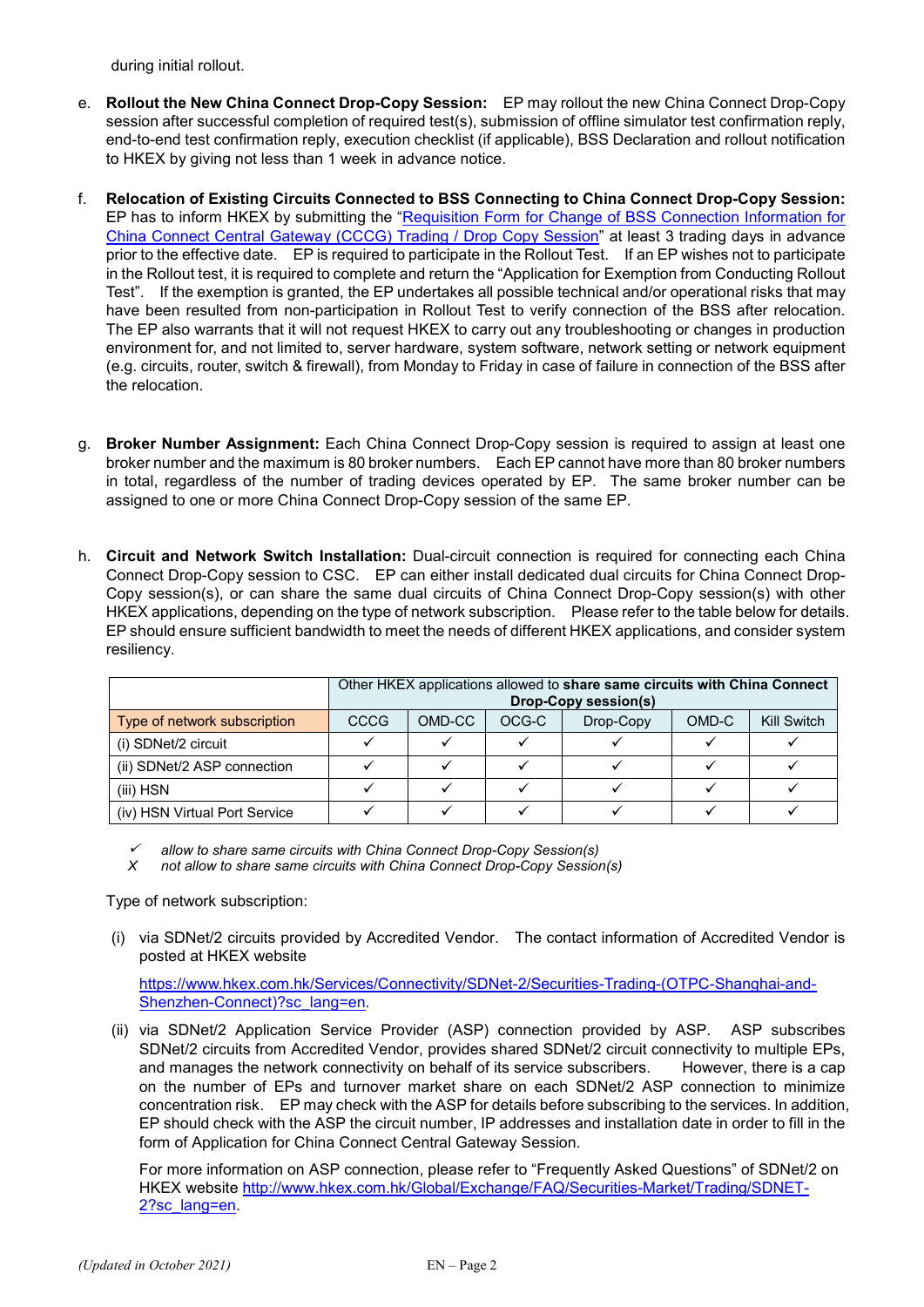during initial rollout.

e. **Rollout the New China Connect Drop-Copy Session:** EP may rollout the new China Connect Drop-Copy session after successful completion of required test(s), submission of offline simulator test confirmation reply, end-to-end test confirmation reply, execution checklist (if applicable), BSS Declaration and rollout notification to HKEX by giving not less than 1 week in advance notice.

f. **Relocation of Existing Circuits Connected to BSS Connecting to China Connect Drop-Copy Session:** EP has to inform HKEX by submitting the "Requisition Form for Change of BSS Connection Information for China Connect Central Gateway (CCCG) Trading / Drop Copy Session" at least 3 trading days in advance prior to the effective date. EP is required to participate in the Rollout Test. If an EP wishes not to participate in the Rollout test, it is required to complete and return the "Application for Exemption from Conducting Rollout Test". If the exemption is granted, the EP undertakes all possible technical and/or operational risks that may have been resulted from non-participation in Rollout Test to verify connection of the BSS after relocation. The EP also warrants that it will not request HKEX to carry out any troubleshooting or changes in production environment for, and not limited to, server hardware, system software, network setting or network equipment (e.g. circuits, router, switch & firewall), from Monday to Friday in case of failure in connection of the BSS after the relocation.

g. **Broker Number Assignment:** Each China Connect Drop-Copy session is required to assign at least one broker number and the maximum is 80 broker numbers. Each EP cannot have more than 80 broker numbers in total, regardless of the number of trading devices operated by EP. The same broker number can be assigned to one or more China Connect Drop-Copy session of the same EP.

h. **Circuit and Network Switch Installation:** Dual-circuit connection is required for connecting each China Connect Drop-Copy session to CSC. EP can either install dedicated dual circuits for China Connect Drop-Copy session(s), or can share the same dual circuits of China Connect Drop-Copy session(s) with other HKEX applications, depending on the type of network subscription. Please refer to the table below for details. EP should ensure sufficient bandwidth to meet the needs of different HKEX applications, and consider system resiliency.

| | Other HKEX applications allowed to **share same circuits with China Connect Drop-Copy session(s)** | | | | | |
|---|---|---|---|---|---|---|
| Type of network subscription | CCCG | OMD-CC | OCG-C | Drop-Copy | OMD-C | Kill Switch |
| (i) SDNet/2 circuit | ✓ | ✓ | ✓ | ✓ | ✓ | ✓ |
| (ii) SDNet/2 ASP connection | ✓ | ✓ | ✓ | ✓ | ✓ | ✓ |
| (iii) HSN | ✓ | ✓ | ✓ | ✓ | ✓ | ✓ |
| (iv) HSN Virtual Port Service | ✓ | ✓ | ✓ | ✓ | ✓ | ✓ |

✓ *allow to share same circuits with China Connect Drop-Copy Session(s)*
X *not allow to share same circuits with China Connect Drop-Copy Session(s)*

Type of network subscription:

(i) via SDNet/2 circuits provided by Accredited Vendor. The contact information of Accredited Vendor is posted at HKEX website

https://www.hkex.com.hk/Services/Connectivity/SDNet-2/Securities-Trading-(OTPC-Shanghai-and-Shenzhen-Connect)?sc_lang=en.

(ii) via SDNet/2 Application Service Provider (ASP) connection provided by ASP. ASP subscribes SDNet/2 circuits from Accredited Vendor, provides shared SDNet/2 circuit connectivity to multiple EPs, and manages the network connectivity on behalf of its service subscribers. However, there is a cap on the number of EPs and turnover market share on each SDNet/2 ASP connection to minimize concentration risk. EP may check with the ASP for details before subscribing to the services. In addition, EP should check with the ASP the circuit number, IP addresses and installation date in order to fill in the form of Application for China Connect Central Gateway Session.

For more information on ASP connection, please refer to "Frequently Asked Questions" of SDNet/2 on HKEX website http://www.hkex.com.hk/Global/Exchange/FAQ/Securities-Market/Trading/SDNET-2?sc_lang=en.

*(Updated in October 2021)*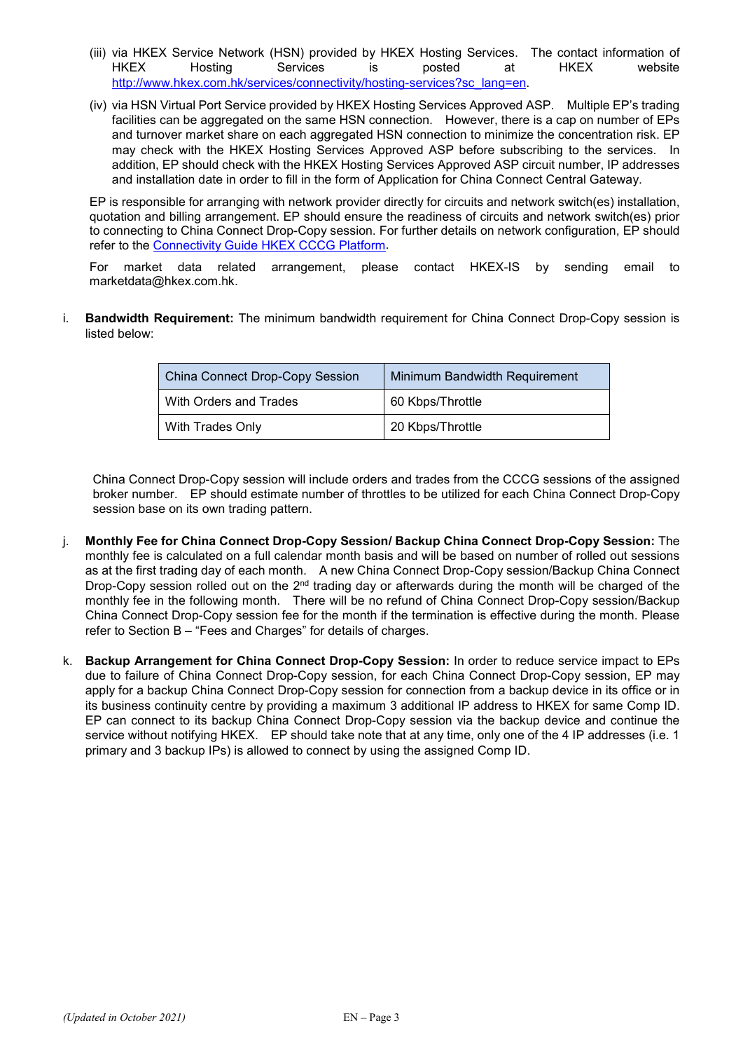(iii) via HKEX Service Network (HSN) provided by HKEX Hosting Services. The contact information of HKEX Hosting Services is posted at HKEX website [http://www.hkex.com.hk/services/connectivity/hosting-services?sc_lang=en](http://www.hkex.com.hk/services/connectivity/hosting-services?sc_lang=en).

(iv) via HSN Virtual Port Service provided by HKEX Hosting Services Approved ASP. Multiple EP's trading facilities can be aggregated on the same HSN connection. However, there is a cap on number of EPs and turnover market share on each aggregated HSN connection to minimize the concentration risk. EP may check with the HKEX Hosting Services Approved ASP before subscribing to the services. In addition, EP should check with the HKEX Hosting Services Approved ASP circuit number, IP addresses and installation date in order to fill in the form of Application for China Connect Central Gateway.

EP is responsible for arranging with network provider directly for circuits and network switch(es) installation, quotation and billing arrangement. EP should ensure the readiness of circuits and network switch(es) prior to connecting to China Connect Drop-Copy session. For further details on network configuration, EP should refer to the Connectivity Guide HKEX CCCG Platform.

For market data related arrangement, please contact HKEX-IS by sending email to marketdata@hkex.com.hk.

i. **Bandwidth Requirement:** The minimum bandwidth requirement for China Connect Drop-Copy session is listed below:

| China Connect Drop-Copy Session | Minimum Bandwidth Requirement |
|---|---|
| With Orders and Trades | 60 Kbps/Throttle |
| With Trades Only | 20 Kbps/Throttle |

China Connect Drop-Copy session will include orders and trades from the CCCG sessions of the assigned broker number. EP should estimate number of throttles to be utilized for each China Connect Drop-Copy session base on its own trading pattern.

j. **Monthly Fee for China Connect Drop-Copy Session/ Backup China Connect Drop-Copy Session:** The monthly fee is calculated on a full calendar month basis and will be based on number of rolled out sessions as at the first trading day of each month. A new China Connect Drop-Copy session/Backup China Connect Drop-Copy session rolled out on the 2nd trading day or afterwards during the month will be charged of the monthly fee in the following month. There will be no refund of China Connect Drop-Copy session/Backup China Connect Drop-Copy session fee for the month if the termination is effective during the month. Please refer to Section B – "Fees and Charges" for details of charges.

k. **Backup Arrangement for China Connect Drop-Copy Session:** In order to reduce service impact to EPs due to failure of China Connect Drop-Copy session, for each China Connect Drop-Copy session, EP may apply for a backup China Connect Drop-Copy session for connection from a backup device in its office or in its business continuity centre by providing a maximum 3 additional IP address to HKEX for same Comp ID. EP can connect to its backup China Connect Drop-Copy session via the backup device and continue the service without notifying HKEX. EP should take note that at any time, only one of the 4 IP addresses (i.e. 1 primary and 3 backup IPs) is allowed to connect by using the assigned Comp ID.

*(Updated in October 2021)*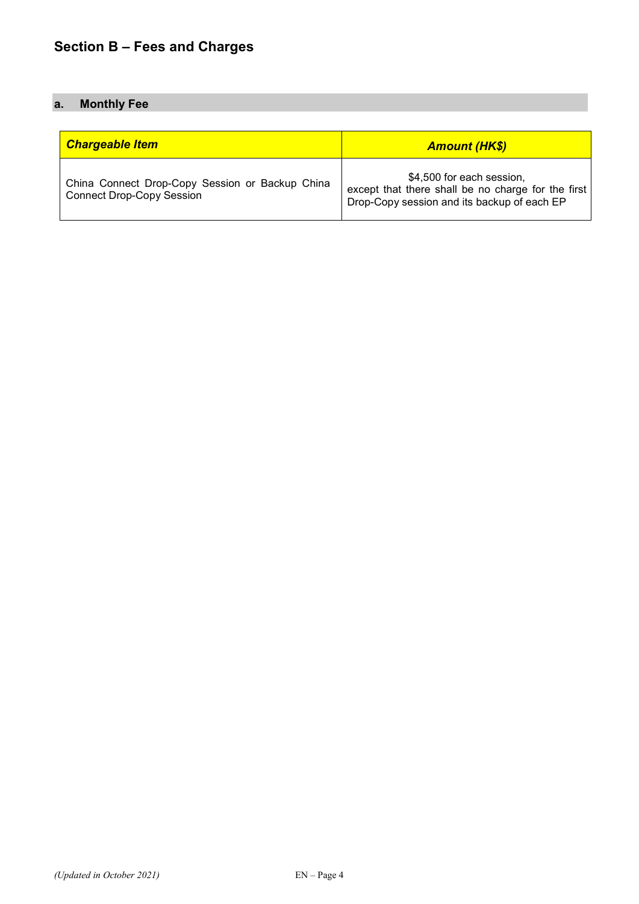## Section B – Fees and Charges

### a. Monthly Fee

| ***Chargeable Item*** | ***Amount (HK$)*** |
|---|---|
| China Connect Drop-Copy Session or Backup China Connect Drop-Copy Session | $4,500 for each session, except that there shall be no charge for the first Drop-Copy session and its backup of each EP |

*(Updated in October 2021)*